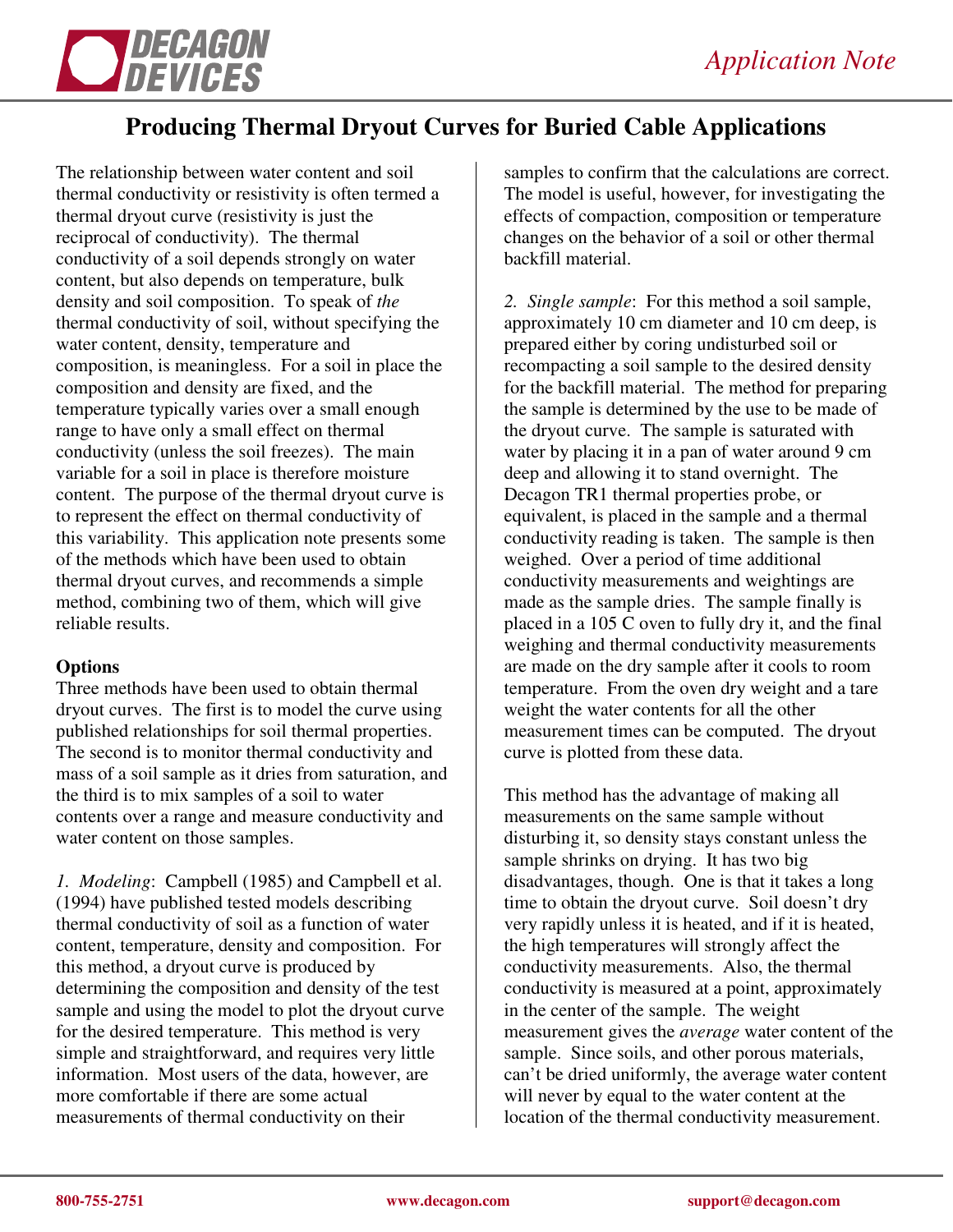# Producing Thermal Dryout Curves for Buried Cable Applications

The relationship between water content and soil thermal conductivity or resistivity is often termed a thermal dryout curve (resistivity is just the reciprocal of conductivity). The thermal conductivity of a soil depends strongly on water content, but also depends on temperature, bulk density and soil composition. To speak of *the* thermal conductivity of soil, without specifying the water content, density, temperature and composition, is meaningless. For a soil in place the composition and density are fixed, and the temperature typically varies over a small enough range to have only a small effect on thermal conductivity (unless the soil freezes). The main variable for a soil in place is therefore moisture content. The purpose of the thermal dryout curve is to represent the effect on thermal conductivity of this variability. This application note presents some of the methods which have been used to obtain thermal dryout curves, and recommends a simple method, combining two of them, which will give reliable results.

**Options**

Three methods have been used to obtain thermal dryout curves. The first is to model the curve using published relationships for soil thermal properties. The second is to monitor thermal conductivity and mass of a soil sample as it dries from saturation, and the third is to mix samples of a soil to water contents over a range and measure conductivity and water content on those samples.

*1. Modeling*: Campbell (1985) and Campbell et al. (1994) have published tested models describing thermal conductivity of soil as a function of water content, temperature, density and composition. For this method, a dryout curve is produced by determining the composition and density of the test sample and using the model to plot the dryout curve for the desired temperature. This method is very simple and straightforward, and requires very little information. Most users of the data, however, are more comfortable if there are some actual measurements of thermal conductivity on their samples to confirm that the calculations are correct. The model is useful, however, for investigating the effects of compaction, composition or temperature changes on the behavior of a soil or other thermal backfill material.

*2. Single sample*: For this method a soil sample, approximately 10 cm diameter and 10 cm deep, is prepared either by coring undisturbed soil or recompacting a soil sample to the desired density for the backfill material. The method for preparing the sample is determined by the use to be made of the dryout curve. The sample is saturated with water by placing it in a pan of water around 9 cm deep and allowing it to stand overnight. The Decagon TR1 thermal properties probe, or equivalent, is placed in the sample and a thermal conductivity reading is taken. The sample is then weighed. Over a period of time additional conductivity measurements and weightings are made as the sample dries. The sample finally is placed in a 105 C oven to fully dry it, and the final weighing and thermal conductivity measurements are made on the dry sample after it cools to room temperature. From the oven dry weight and a tare weight the water contents for all the other measurement times can be computed. The dryout curve is plotted from these data.

This method has the advantage of making all measurements on the same sample without disturbing it, so density stays constant unless the sample shrinks on drying. It has two big disadvantages, though. One is that it takes a long time to obtain the dryout curve. Soil doesn't dry very rapidly unless it is heated, and if it is heated, the high temperatures will strongly affect the conductivity measurements. Also, the thermal conductivity is measured at a point, approximately in the center of the sample. The weight measurement gives the *average* water content of the sample. Since soils, and other porous materials, can't be dried uniformly, the average water content will never by equal to the water content at the location of the thermal conductivity measurement.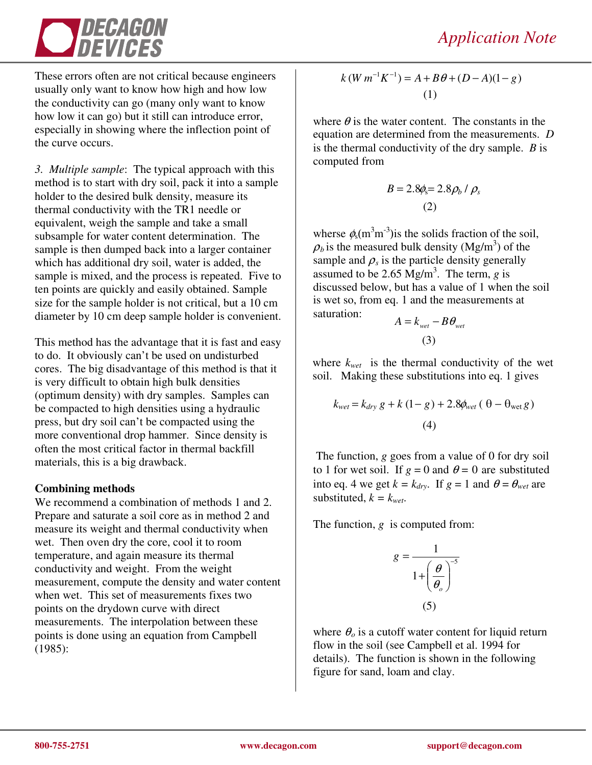These errors often are not critical because engineers usually only want to know how high and how low the conductivity can go (many only want to know how low it can go) but it still can introduce error, especially in showing where the inflection point of the curve occurs.

*3. Multiple sample*: The typical approach with this method is to start with dry soil, pack it into a sample holder to the desired bulk density, measure its thermal conductivity with the TR1 needle or equivalent, weigh the sample and take a small subsample for water content determination. The sample is then dumped back into a larger container which has additional dry soil, water is added, the sample is mixed, and the process is repeated. Five to ten points are quickly and easily obtained. Sample size for the sample holder is not critical, but a 10 cm diameter by 10 cm deep sample holder is convenient.

This method has the advantage that it is fast and easy to do. It obviously can't be used on undisturbed cores. The big disadvantage of this method is that it is very difficult to obtain high bulk densities (optimum density) with dry samples. Samples can be compacted to high densities using a hydraulic press, but dry soil can't be compacted using the more conventional drop hammer. Since density is often the most critical factor in thermal backfill materials, this is a big drawback.

**Combining methods**

We recommend a combination of methods 1 and 2. Prepare and saturate a soil core as in method 2 and measure its weight and thermal conductivity when wet. Then oven dry the core, cool it to room temperature, and again measure its thermal conductivity and weight. From the weight measurement, compute the density and water content when wet. This set of measurements fixes two points on the drydown curve with direct measurements. The interpolation between these points is done using an equation from Campbell (1985):

$$k\,(W\,m^{-1}K^{-1}) = A + B\theta + (D - A)(1 - g) \tag{1}$$

where $\theta$ is the water content. The constants in the equation are determined from the measurements. $D$ is the thermal conductivity of the dry sample. $B$ is computed from

$$B = 2.8\phi_s = 2.8\rho_b / \rho_s \tag{2}$$

wherse $\phi_s$($m^3m^{-3}$)is the solids fraction of the soil, $\rho_b$ is the measured bulk density ($Mg/m^3$) of the sample and $\rho_s$ is the particle density generally assumed to be 2.65 $Mg/m^3$. The term, $g$ is discussed below, but has a value of 1 when the soil is wet so, from eq. 1 and the measurements at saturation:

$$A = k_{wet} - B\theta_{wet} \tag{3}$$

where $k_{wet}$ is the thermal conductivity of the wet soil. Making these substitutions into eq. 1 gives

$$k_{wet} = k_{dry}\,g + k\,(1 - g) + 2.8\phi_{wet}\,(\theta - \theta_{wet}\,g) \tag{4}$$

The function, $g$ goes from a value of 0 for dry soil to 1 for wet soil. If $g = 0$ and $\theta = 0$ are substituted into eq. 4 we get $k = k_{dry}$. If $g = 1$ and $\theta = \theta_{wet}$ are substituted, $k = k_{wet}$.

The function, $g$ is computed from:

$$g = \frac{1}{1 + \left(\dfrac{\theta}{\theta_o}\right)^{-5}} \tag{5}$$

where $\theta_o$ is a cutoff water content for liquid return flow in the soil (see Campbell et al. 1994 for details). The function is shown in the following figure for sand, loam and clay.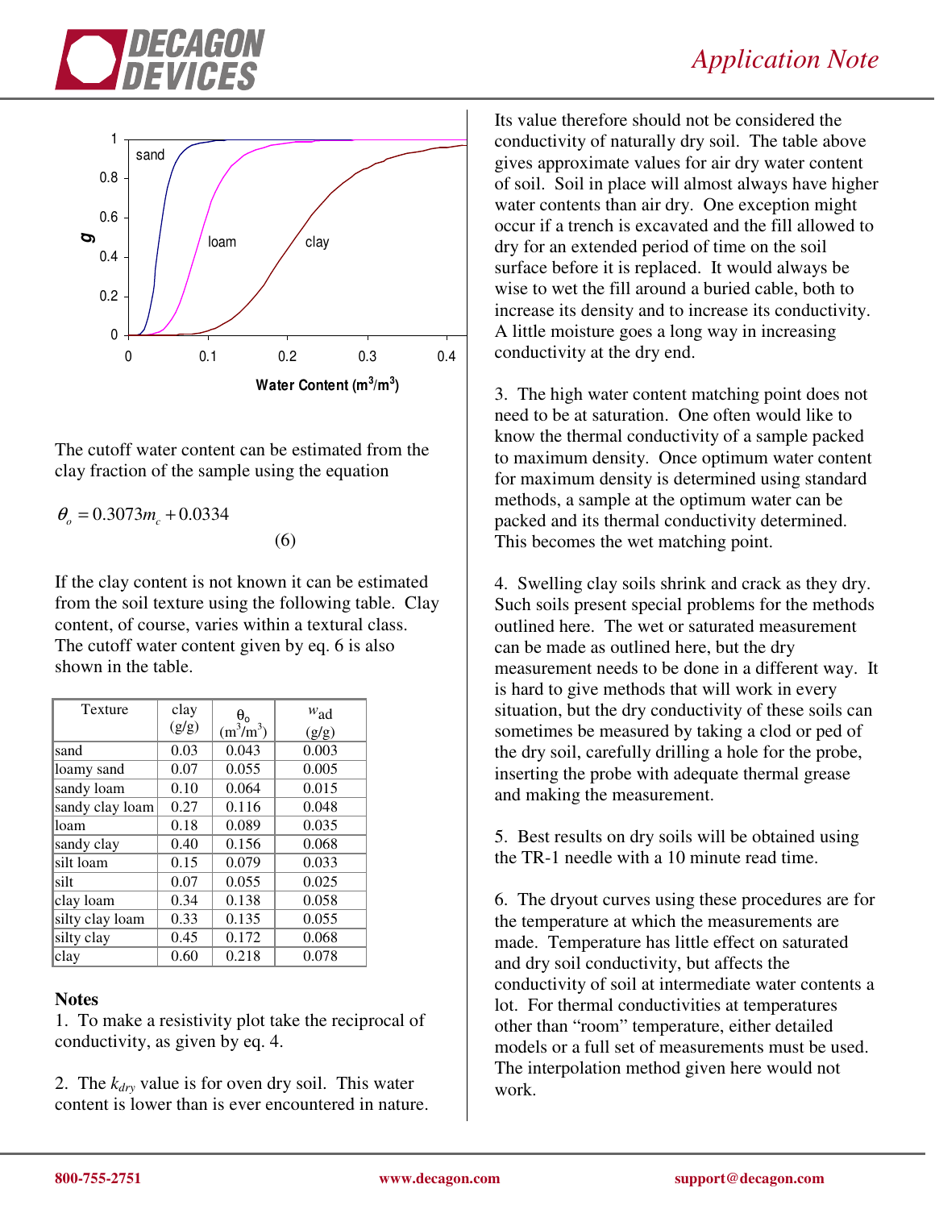The cutoff water content can be estimated from the clay fraction of the sample using the equation

$$\theta_o = 0.3073 m_c + 0.0334 \quad (6)$$

If the clay content is not known it can be estimated from the soil texture using the following table. Clay content, of course, varies within a textural class. The cutoff water content given by eq. 6 is also shown in the table.

| Texture | clay (g/g) | $\theta_o$ ($m^3/m^3$) | $w_{ad}$ (g/g) |
|---|---|---|---|
| sand | 0.03 | 0.043 | 0.003 |
| loamy sand | 0.07 | 0.055 | 0.005 |
| sandy loam | 0.10 | 0.064 | 0.015 |
| sandy clay loam | 0.27 | 0.116 | 0.048 |
| loam | 0.18 | 0.089 | 0.035 |
| sandy clay | 0.40 | 0.156 | 0.068 |
| silt loam | 0.15 | 0.079 | 0.033 |
| silt | 0.07 | 0.055 | 0.025 |
| clay loam | 0.34 | 0.138 | 0.058 |
| silty clay loam | 0.33 | 0.135 | 0.055 |
| silty clay | 0.45 | 0.172 | 0.068 |
| clay | 0.60 | 0.218 | 0.078 |

**Notes**

1. To make a resistivity plot take the reciprocal of conductivity, as given by eq. 4.

2. The $k_{dry}$ value is for oven dry soil. This water content is lower than is ever encountered in nature. Its value therefore should not be considered the conductivity of naturally dry soil. The table above gives approximate values for air dry water content of soil. Soil in place will almost always have higher water contents than air dry. One exception might occur if a trench is excavated and the fill allowed to dry for an extended period of time on the soil surface before it is replaced. It would always be wise to wet the fill around a buried cable, both to increase its density and to increase its conductivity. A little moisture goes a long way in increasing conductivity at the dry end.

3. The high water content matching point does not need to be at saturation. One often would like to know the thermal conductivity of a sample packed to maximum density. Once optimum water content for maximum density is determined using standard methods, a sample at the optimum water can be packed and its thermal conductivity determined. This becomes the wet matching point.

4. Swelling clay soils shrink and crack as they dry. Such soils present special problems for the methods outlined here. The wet or saturated measurement can be made as outlined here, but the dry measurement needs to be done in a different way. It is hard to give methods that will work in every situation, but the dry conductivity of these soils can sometimes be measured by taking a clod or ped of the dry soil, carefully drilling a hole for the probe, inserting the probe with adequate thermal grease and making the measurement.

5. Best results on dry soils will be obtained using the TR-1 needle with a 10 minute read time.

6. The dryout curves using these procedures are for the temperature at which the measurements are made. Temperature has little effect on saturated and dry soil conductivity, but affects the conductivity of soil at intermediate water contents a lot. For thermal conductivities at temperatures other than "room" temperature, either detailed models or a full set of measurements must be used. The interpolation method given here would not work.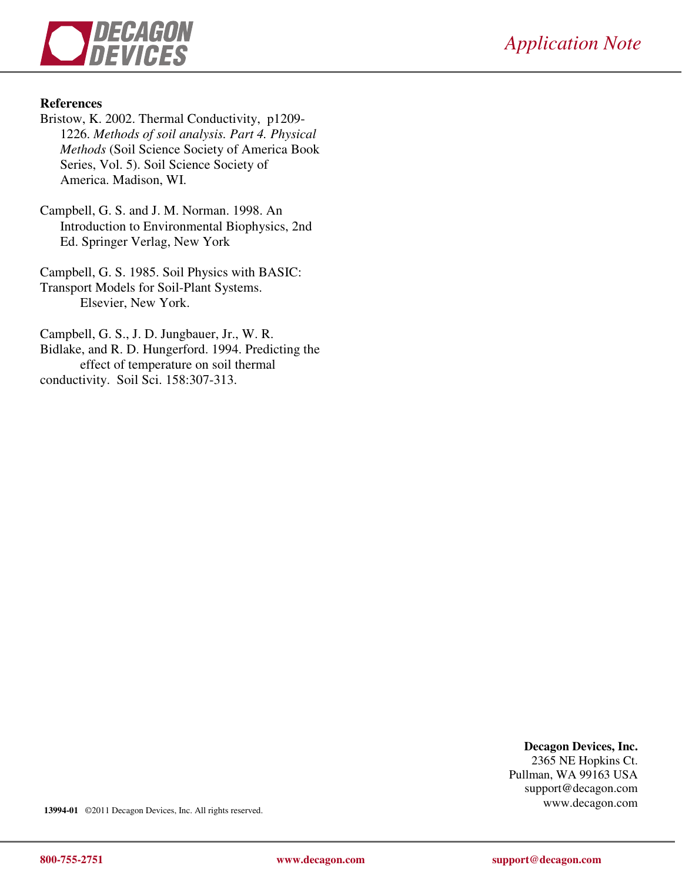**References**

Bristow, K. 2002. Thermal Conductivity, p1209-1226. *Methods of soil analysis. Part 4. Physical Methods* (Soil Science Society of America Book Series, Vol. 5). Soil Science Society of America. Madison, WI.

Campbell, G. S. and J. M. Norman. 1998. An Introduction to Environmental Biophysics, 2nd Ed. Springer Verlag, New York

Campbell, G. S. 1985. Soil Physics with BASIC: Transport Models for Soil-Plant Systems. Elsevier, New York.

Campbell, G. S., J. D. Jungbauer, Jr., W. R. Bidlake, and R. D. Hungerford. 1994. Predicting the effect of temperature on soil thermal conductivity. Soil Sci. 158:307-313.

**Decagon Devices, Inc.**
2365 NE Hopkins Ct.
Pullman, WA 99163 USA
support@decagon.com
www.decagon.com

**13994-01** ©2011 Decagon Devices, Inc. All rights reserved.